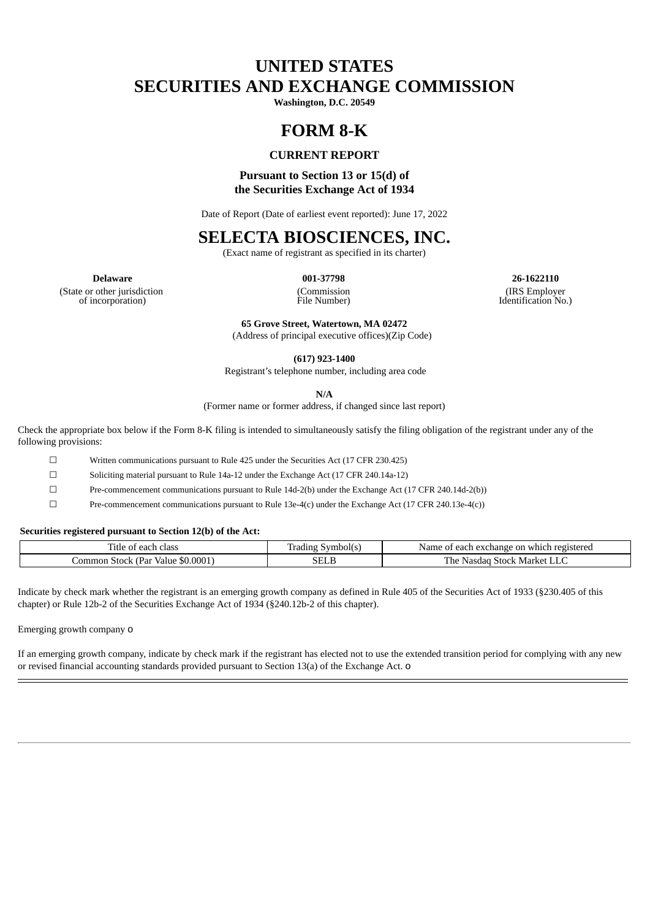# UNITED STATES
# SECURITIES AND EXCHANGE COMMISSION

**Washington, D.C. 20549**

# FORM 8-K

### CURRENT REPORT

**Pursuant to Section 13 or 15(d) of the Securities Exchange Act of 1934**

Date of Report (Date of earliest event reported): June 17, 2022

# SELECTA BIOSCIENCES, INC.

(Exact name of registrant as specified in its charter)

| **Delaware** | **001-37798** | **26-1622110** |
| --- | --- | --- |
| (State or other jurisdiction of incorporation) | (Commission File Number) | (IRS Employer Identification No.) |

**65 Grove Street, Watertown, MA 02472**
(Address of principal executive offices)(Zip Code)

**(617) 923-1400**
Registrant's telephone number, including area code

**N/A**
(Former name or former address, if changed since last report)

Check the appropriate box below if the Form 8-K filing is intended to simultaneously satisfy the filing obligation of the registrant under any of the following provisions:

☐ Written communications pursuant to Rule 425 under the Securities Act (17 CFR 230.425)

☐ Soliciting material pursuant to Rule 14a-12 under the Exchange Act (17 CFR 240.14a-12)

☐ Pre-commencement communications pursuant to Rule 14d-2(b) under the Exchange Act (17 CFR 240.14d-2(b))

☐ Pre-commencement communications pursuant to Rule 13e-4(c) under the Exchange Act (17 CFR 240.13e-4(c))

**Securities registered pursuant to Section 12(b) of the Act:**

| Title of each class | Trading Symbol(s) | Name of each exchange on which registered |
| --- | --- | --- |
| Common Stock (Par Value $0.0001) | SELB | The Nasdaq Stock Market LLC |

Indicate by check mark whether the registrant is an emerging growth company as defined in Rule 405 of the Securities Act of 1933 (§230.405 of this chapter) or Rule 12b-2 of the Securities Exchange Act of 1934 (§240.12b-2 of this chapter).

Emerging growth company o

If an emerging growth company, indicate by check mark if the registrant has elected not to use the extended transition period for complying with any new or revised financial accounting standards provided pursuant to Section 13(a) of the Exchange Act. o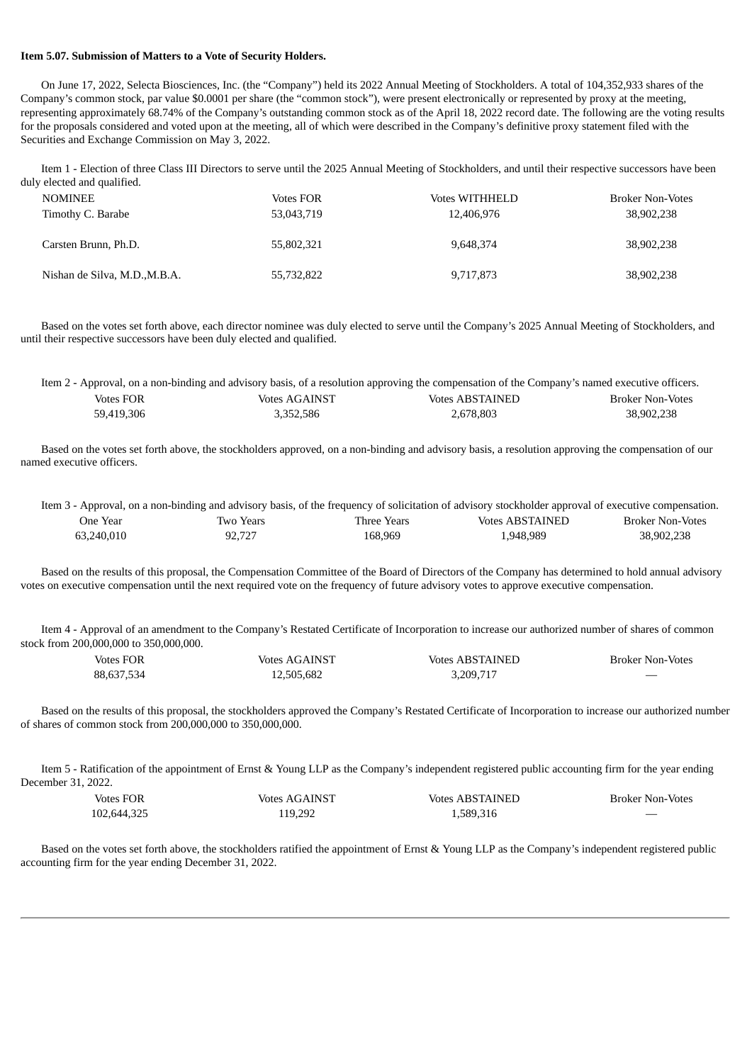**Item 5.07. Submission of Matters to a Vote of Security Holders.**

On June 17, 2022, Selecta Biosciences, Inc. (the "Company") held its 2022 Annual Meeting of Stockholders. A total of 104,352,933 shares of the Company's common stock, par value $0.0001 per share (the "common stock"), were present electronically or represented by proxy at the meeting, representing approximately 68.74% of the Company's outstanding common stock as of the April 18, 2022 record date. The following are the voting results for the proposals considered and voted upon at the meeting, all of which were described in the Company's definitive proxy statement filed with the Securities and Exchange Commission on May 3, 2022.

Item 1 - Election of three Class III Directors to serve until the 2025 Annual Meeting of Stockholders, and until their respective successors have been duly elected and qualified.

| NOMINEE | Votes FOR | Votes WITHHELD | Broker Non-Votes |
|---|---|---|---|
| Timothy C. Barabe | 53,043,719 | 12,406,976 | 38,902,238 |
| Carsten Brunn, Ph.D. | 55,802,321 | 9,648,374 | 38,902,238 |
| Nishan de Silva, M.D.,M.B.A. | 55,732,822 | 9,717,873 | 38,902,238 |

Based on the votes set forth above, each director nominee was duly elected to serve until the Company's 2025 Annual Meeting of Stockholders, and until their respective successors have been duly elected and qualified.

Item 2 - Approval, on a non-binding and advisory basis, of a resolution approving the compensation of the Company's named executive officers.

| Votes FOR | Votes AGAINST | Votes ABSTAINED | Broker Non-Votes |
|---|---|---|---|
| 59,419,306 | 3,352,586 | 2,678,803 | 38,902,238 |

Based on the votes set forth above, the stockholders approved, on a non-binding and advisory basis, a resolution approving the compensation of our named executive officers.

Item 3 - Approval, on a non-binding and advisory basis, of the frequency of solicitation of advisory stockholder approval of executive compensation.

| One Year | Two Years | Three Years | Votes ABSTAINED | Broker Non-Votes |
|---|---|---|---|---|
| 63,240,010 | 92,727 | 168,969 | 1,948,989 | 38,902,238 |

Based on the results of this proposal, the Compensation Committee of the Board of Directors of the Company has determined to hold annual advisory votes on executive compensation until the next required vote on the frequency of future advisory votes to approve executive compensation.

Item 4 - Approval of an amendment to the Company's Restated Certificate of Incorporation to increase our authorized number of shares of common stock from 200,000,000 to 350,000,000.

| Votes FOR | Votes AGAINST | Votes ABSTAINED | Broker Non-Votes |
|---|---|---|---|
| 88,637,534 | 12,505,682 | 3,209,717 | — |

Based on the results of this proposal, the stockholders approved the Company's Restated Certificate of Incorporation to increase our authorized number of shares of common stock from 200,000,000 to 350,000,000.

Item 5 - Ratification of the appointment of Ernst & Young LLP as the Company's independent registered public accounting firm for the year ending December 31, 2022.

| Votes FOR | Votes AGAINST | Votes ABSTAINED | Broker Non-Votes |
|---|---|---|---|
| 102,644,325 | 119,292 | 1,589,316 | — |

Based on the votes set forth above, the stockholders ratified the appointment of Ernst & Young LLP as the Company's independent registered public accounting firm for the year ending December 31, 2022.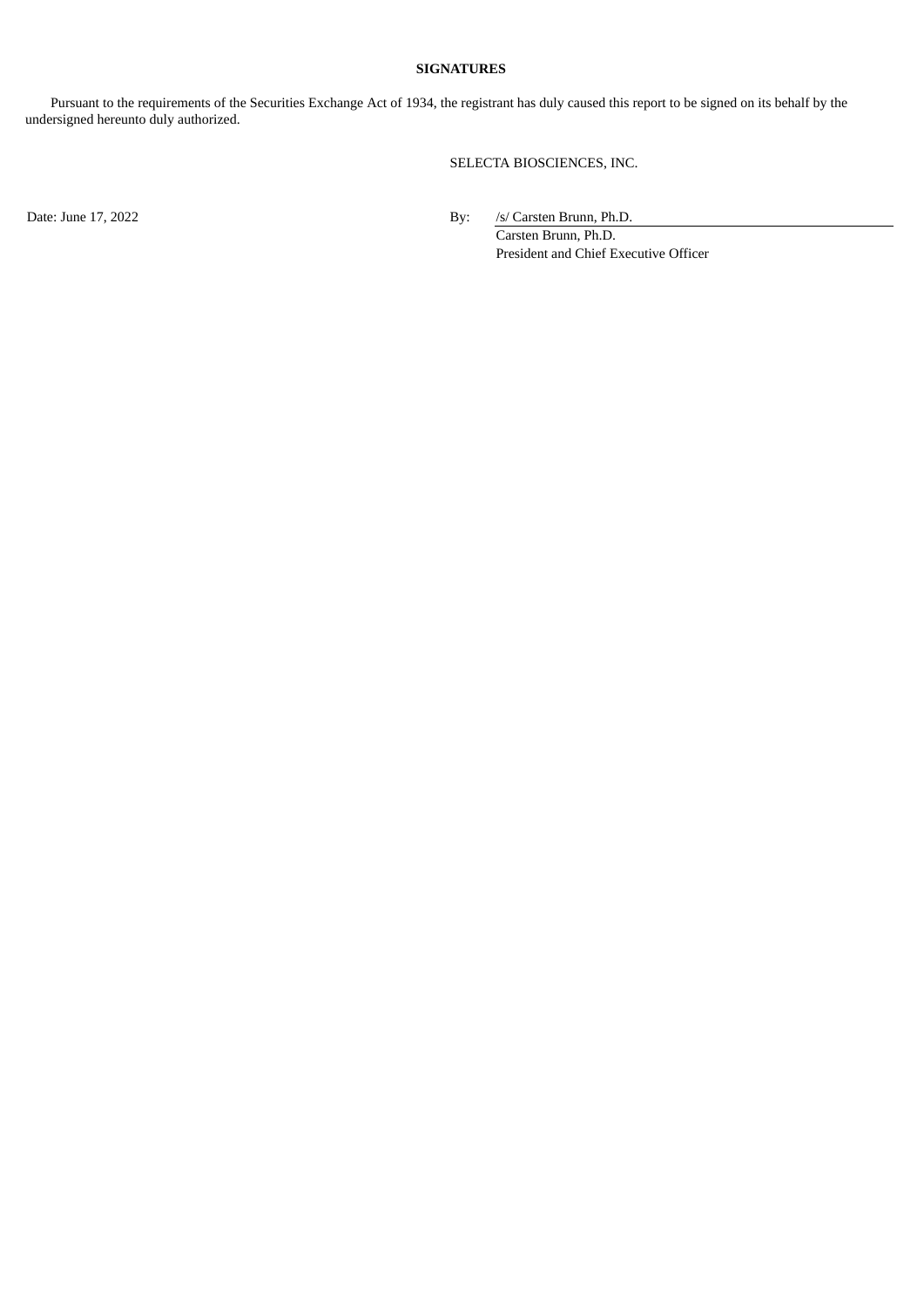**SIGNATURES**

Pursuant to the requirements of the Securities Exchange Act of 1934, the registrant has duly caused this report to be signed on its behalf by the undersigned hereunto duly authorized.

SELECTA BIOSCIENCES, INC.

Date: June 17, 2022

By: /s/ Carsten Brunn, Ph.D.
Carsten Brunn, Ph.D.
President and Chief Executive Officer